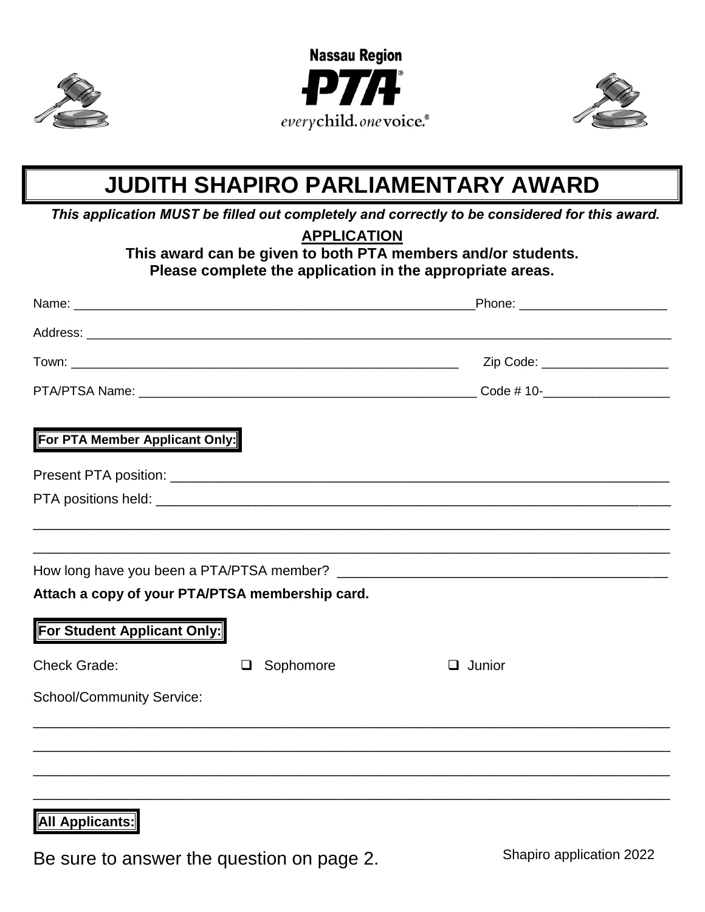Nassau Region

PTA

*every*child. *one*voice.

# JUDITH SHAPIRO PARLIAMENTARY AWARD

***This application MUST be filled out completely and correctly to be considered for this award.***

**APPLICATION**

**This award can be given to both PTA members and/or students.**
**Please complete the application in the appropriate areas.**

Name: ____________________________________________________________Phone: ____________________

Address: ______________________________________________________________________________________

Town: _________________________________________________________ Zip Code: __________________

PTA/PTSA Name: __________________________________________________ Code # 10-__________________

**For PTA Member Applicant Only:**

Present PTA position: _________________________________________________________________________

PTA positions held: ___________________________________________________________________________

______________________________________________________________________________________________

______________________________________________________________________________________________

How long have you been a PTA/PTSA member? ____________________________________________

**Attach a copy of your PTA/PTSA membership card.**

**For Student Applicant Only:**

Check Grade: ❑ Sophomore ❑ Junior

School/Community Service:

______________________________________________________________________________________________

______________________________________________________________________________________________

______________________________________________________________________________________________

______________________________________________________________________________________________

**All Applicants:**

Be sure to answer the question on page 2.

Shapiro application 2022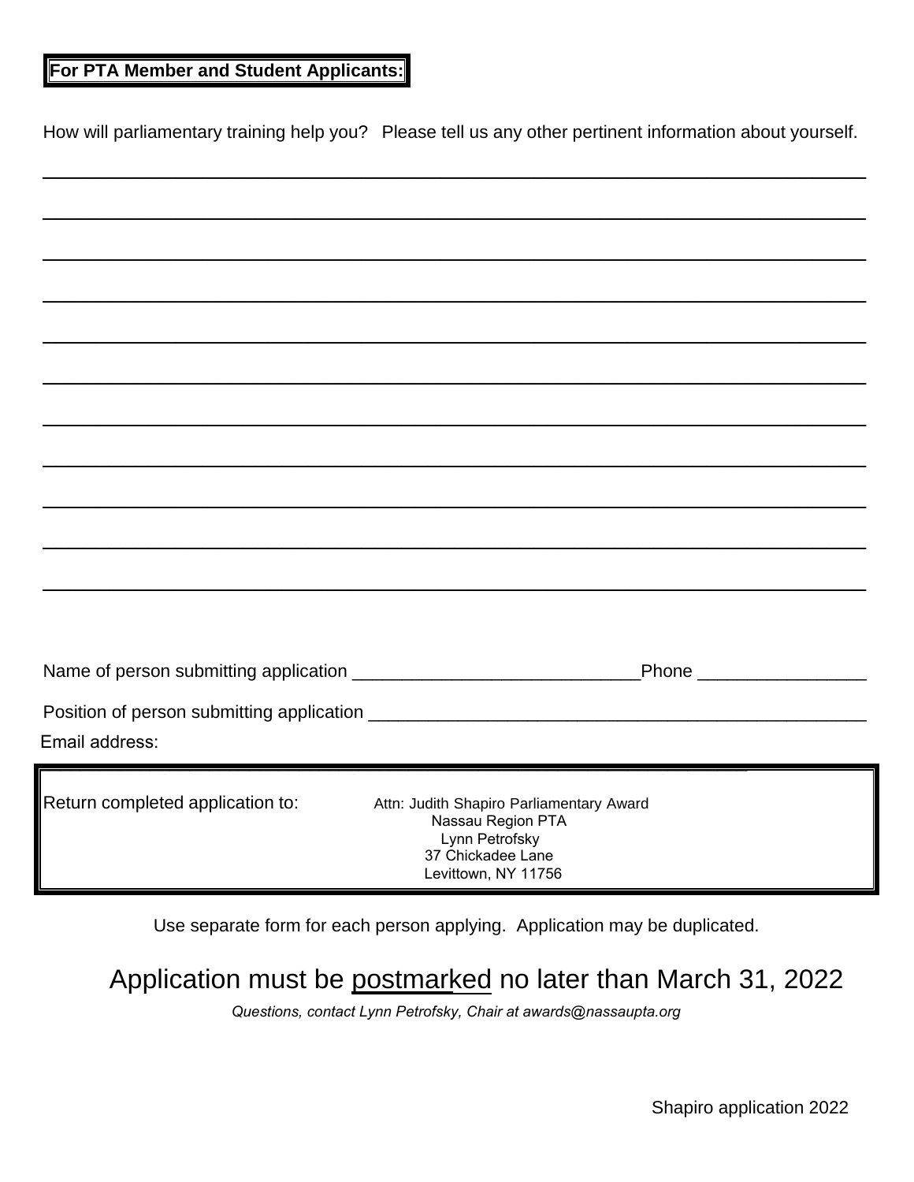**For PTA Member and Student Applicants:**

How will parliamentary training help you? Please tell us any other pertinent information about yourself.

\_\_\_\_\_\_\_\_\_\_\_\_\_\_\_\_\_\_\_\_\_\_\_\_\_\_\_\_\_\_\_\_\_\_\_\_\_\_\_\_\_\_\_\_\_\_\_\_\_\_\_\_\_\_\_\_\_\_\_\_\_\_\_\_\_\_\_\_\_\_

\_\_\_\_\_\_\_\_\_\_\_\_\_\_\_\_\_\_\_\_\_\_\_\_\_\_\_\_\_\_\_\_\_\_\_\_\_\_\_\_\_\_\_\_\_\_\_\_\_\_\_\_\_\_\_\_\_\_\_\_\_\_\_\_\_\_\_\_\_\_

\_\_\_\_\_\_\_\_\_\_\_\_\_\_\_\_\_\_\_\_\_\_\_\_\_\_\_\_\_\_\_\_\_\_\_\_\_\_\_\_\_\_\_\_\_\_\_\_\_\_\_\_\_\_\_\_\_\_\_\_\_\_\_\_\_\_\_\_\_\_

\_\_\_\_\_\_\_\_\_\_\_\_\_\_\_\_\_\_\_\_\_\_\_\_\_\_\_\_\_\_\_\_\_\_\_\_\_\_\_\_\_\_\_\_\_\_\_\_\_\_\_\_\_\_\_\_\_\_\_\_\_\_\_\_\_\_\_\_\_\_

\_\_\_\_\_\_\_\_\_\_\_\_\_\_\_\_\_\_\_\_\_\_\_\_\_\_\_\_\_\_\_\_\_\_\_\_\_\_\_\_\_\_\_\_\_\_\_\_\_\_\_\_\_\_\_\_\_\_\_\_\_\_\_\_\_\_\_\_\_\_

\_\_\_\_\_\_\_\_\_\_\_\_\_\_\_\_\_\_\_\_\_\_\_\_\_\_\_\_\_\_\_\_\_\_\_\_\_\_\_\_\_\_\_\_\_\_\_\_\_\_\_\_\_\_\_\_\_\_\_\_\_\_\_\_\_\_\_\_\_\_

\_\_\_\_\_\_\_\_\_\_\_\_\_\_\_\_\_\_\_\_\_\_\_\_\_\_\_\_\_\_\_\_\_\_\_\_\_\_\_\_\_\_\_\_\_\_\_\_\_\_\_\_\_\_\_\_\_\_\_\_\_\_\_\_\_\_\_\_\_\_

\_\_\_\_\_\_\_\_\_\_\_\_\_\_\_\_\_\_\_\_\_\_\_\_\_\_\_\_\_\_\_\_\_\_\_\_\_\_\_\_\_\_\_\_\_\_\_\_\_\_\_\_\_\_\_\_\_\_\_\_\_\_\_\_\_\_\_\_\_\_

\_\_\_\_\_\_\_\_\_\_\_\_\_\_\_\_\_\_\_\_\_\_\_\_\_\_\_\_\_\_\_\_\_\_\_\_\_\_\_\_\_\_\_\_\_\_\_\_\_\_\_\_\_\_\_\_\_\_\_\_\_\_\_\_\_\_\_\_\_\_

\_\_\_\_\_\_\_\_\_\_\_\_\_\_\_\_\_\_\_\_\_\_\_\_\_\_\_\_\_\_\_\_\_\_\_\_\_\_\_\_\_\_\_\_\_\_\_\_\_\_\_\_\_\_\_\_\_\_\_\_\_\_\_\_\_\_\_\_\_\_

\_\_\_\_\_\_\_\_\_\_\_\_\_\_\_\_\_\_\_\_\_\_\_\_\_\_\_\_\_\_\_\_\_\_\_\_\_\_\_\_\_\_\_\_\_\_\_\_\_\_\_\_\_\_\_\_\_\_\_\_\_\_\_\_\_\_\_\_\_\_

Name of person submitting application \_\_\_\_\_\_\_\_\_\_\_\_\_\_\_\_\_\_\_\_\_\_\_\_\_\_\_\_\_\_Phone \_\_\_\_\_\_\_\_\_\_\_\_\_\_\_\_\_\_

Position of person submitting application \_\_\_\_\_\_\_\_\_\_\_\_\_\_\_\_\_\_\_\_\_\_\_\_\_\_\_\_\_\_\_\_\_\_\_\_\_\_\_\_\_\_\_\_\_\_\_\_\_\_\_

Email address:

Return completed application to:

Attn: Judith Shapiro Parliamentary Award
Nassau Region PTA
Lynn Petrofsky
37 Chickadee Lane
Levittown, NY 11756

Use separate form for each person applying. Application may be duplicated.

## Application must be postmarked no later than March 31, 2022

*Questions, contact Lynn Petrofsky, Chair at awards@nassaupta.org*

Shapiro application 2022